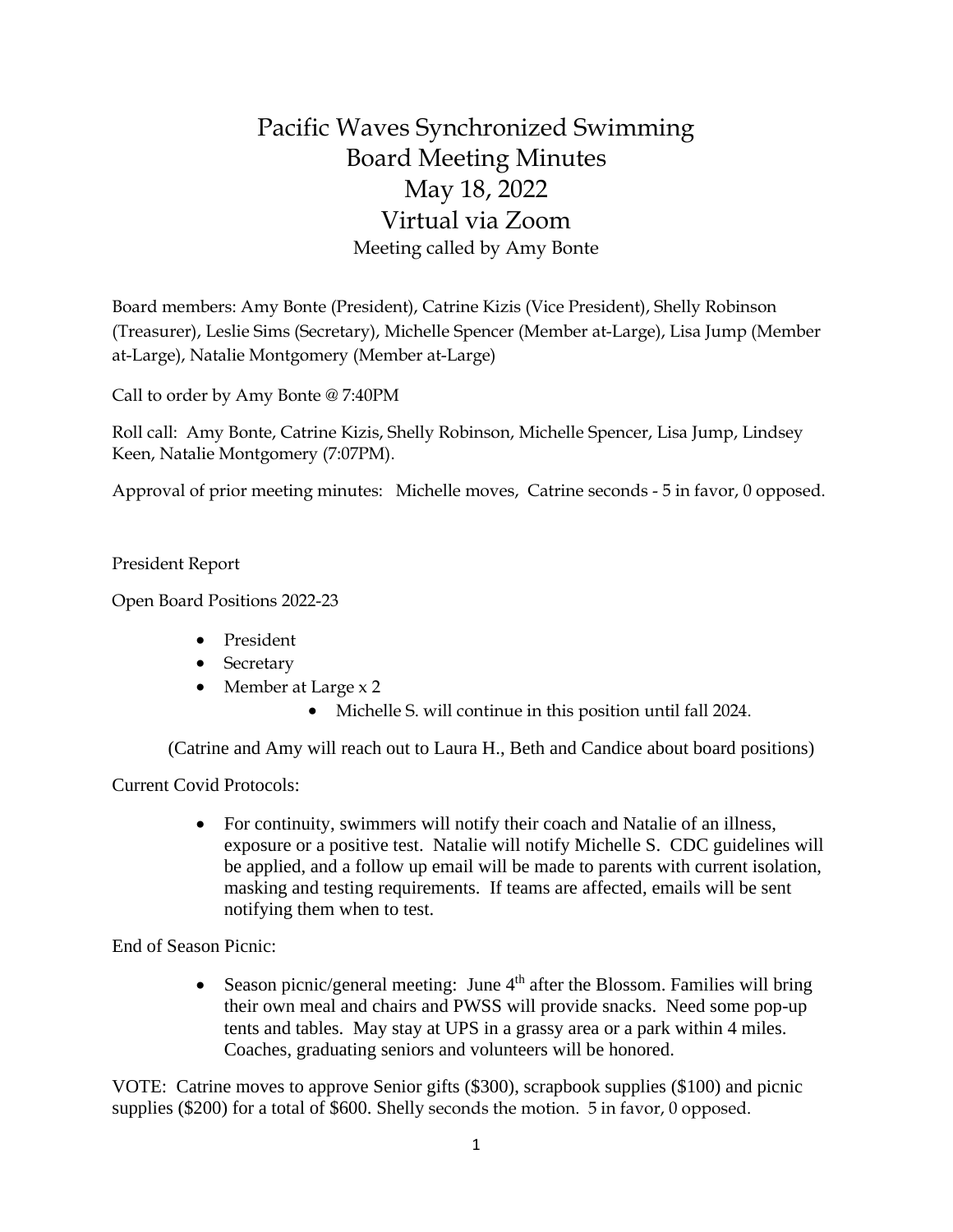# Pacific Waves Synchronized Swimming
## Board Meeting Minutes
## May 18, 2022
## Virtual via Zoom

Meeting called by Amy Bonte

Board members: Amy Bonte (President), Catrine Kizis (Vice President), Shelly Robinson (Treasurer), Leslie Sims (Secretary), Michelle Spencer (Member at-Large), Lisa Jump (Member at-Large), Natalie Montgomery (Member at-Large)

Call to order by Amy Bonte @ 7:40PM

Roll call: Amy Bonte, Catrine Kizis, Shelly Robinson, Michelle Spencer, Lisa Jump, Lindsey Keen, Natalie Montgomery (7:07PM).

Approval of prior meeting minutes: Michelle moves, Catrine seconds - 5 in favor, 0 opposed.

President Report

Open Board Positions 2022-23

- President
- Secretary
- Member at Large x 2
    - Michelle S. will continue in this position until fall 2024.

(Catrine and Amy will reach out to Laura H., Beth and Candice about board positions)

Current Covid Protocols:

- For continuity, swimmers will notify their coach and Natalie of an illness, exposure or a positive test. Natalie will notify Michelle S. CDC guidelines will be applied, and a follow up email will be made to parents with current isolation, masking and testing requirements. If teams are affected, emails will be sent notifying them when to test.

End of Season Picnic:

- Season picnic/general meeting: June 4th after the Blossom. Families will bring their own meal and chairs and PWSS will provide snacks. Need some pop-up tents and tables. May stay at UPS in a grassy area or a park within 4 miles. Coaches, graduating seniors and volunteers will be honored.

VOTE: Catrine moves to approve Senior gifts ($300), scrapbook supplies ($100) and picnic supplies ($200) for a total of $600. Shelly seconds the motion. 5 in favor, 0 opposed.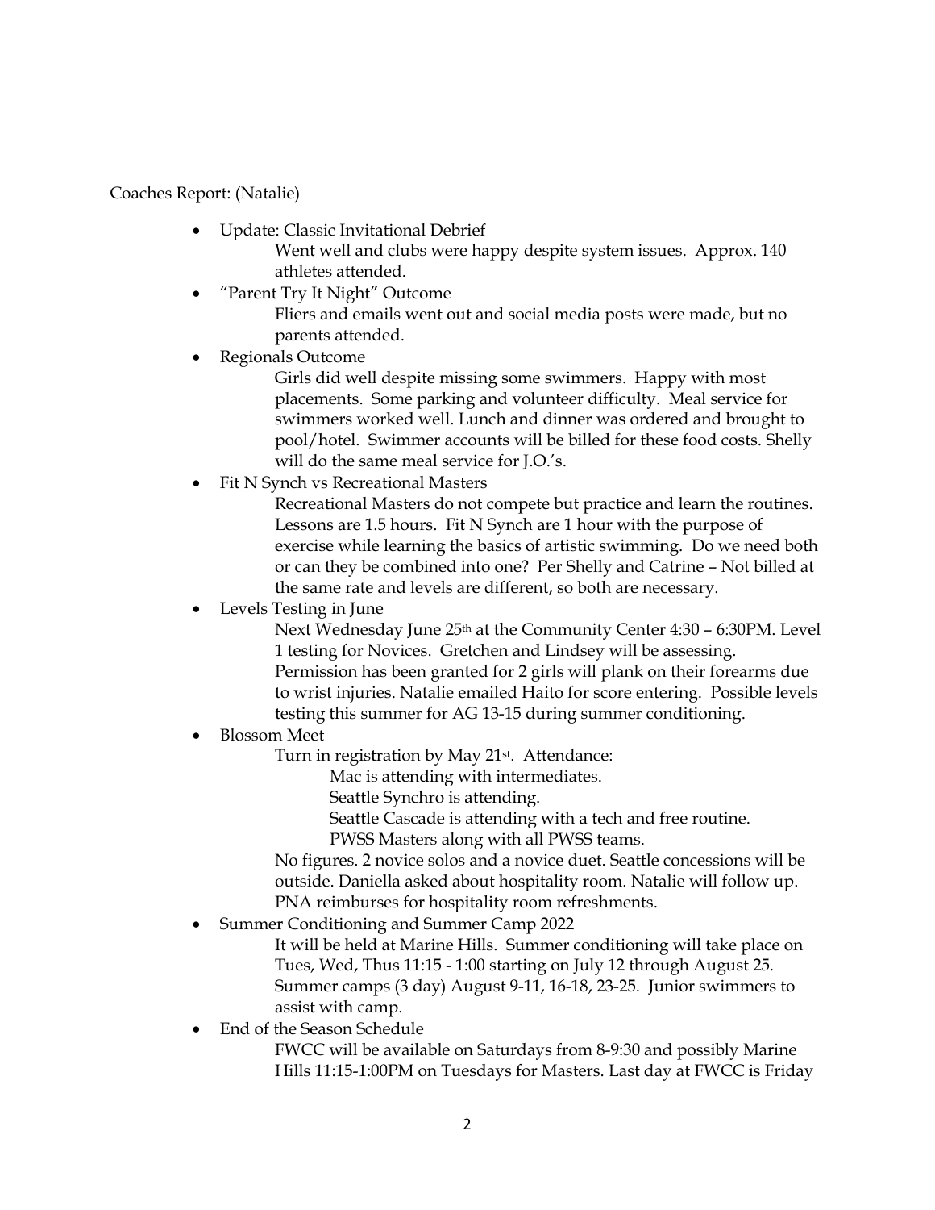Coaches Report: (Natalie)

- Update: Classic Invitational Debrief

  Went well and clubs were happy despite system issues. Approx. 140 athletes attended.

- "Parent Try It Night" Outcome

  Fliers and emails went out and social media posts were made, but no parents attended.

- Regionals Outcome

  Girls did well despite missing some swimmers. Happy with most placements. Some parking and volunteer difficulty. Meal service for swimmers worked well. Lunch and dinner was ordered and brought to pool/hotel. Swimmer accounts will be billed for these food costs. Shelly will do the same meal service for J.O.'s.

- Fit N Synch vs Recreational Masters

  Recreational Masters do not compete but practice and learn the routines. Lessons are 1.5 hours. Fit N Synch are 1 hour with the purpose of exercise while learning the basics of artistic swimming. Do we need both or can they be combined into one? Per Shelly and Catrine – Not billed at the same rate and levels are different, so both are necessary.

- Levels Testing in June

  Next Wednesday June 25th at the Community Center 4:30 – 6:30PM. Level 1 testing for Novices. Gretchen and Lindsey will be assessing. Permission has been granted for 2 girls will plank on their forearms due to wrist injuries. Natalie emailed Haito for score entering. Possible levels testing this summer for AG 13-15 during summer conditioning.

- Blossom Meet

  Turn in registration by May 21st. Attendance:

  - Mac is attending with intermediates.
  - Seattle Synchro is attending.
  - Seattle Cascade is attending with a tech and free routine.
  - PWSS Masters along with all PWSS teams.

  No figures. 2 novice solos and a novice duet. Seattle concessions will be outside. Daniella asked about hospitality room. Natalie will follow up. PNA reimburses for hospitality room refreshments.

- Summer Conditioning and Summer Camp 2022

  It will be held at Marine Hills. Summer conditioning will take place on Tues, Wed, Thus 11:15 - 1:00 starting on July 12 through August 25. Summer camps (3 day) August 9-11, 16-18, 23-25. Junior swimmers to assist with camp.

- End of the Season Schedule

  FWCC will be available on Saturdays from 8-9:30 and possibly Marine Hills 11:15-1:00PM on Tuesdays for Masters. Last day at FWCC is Friday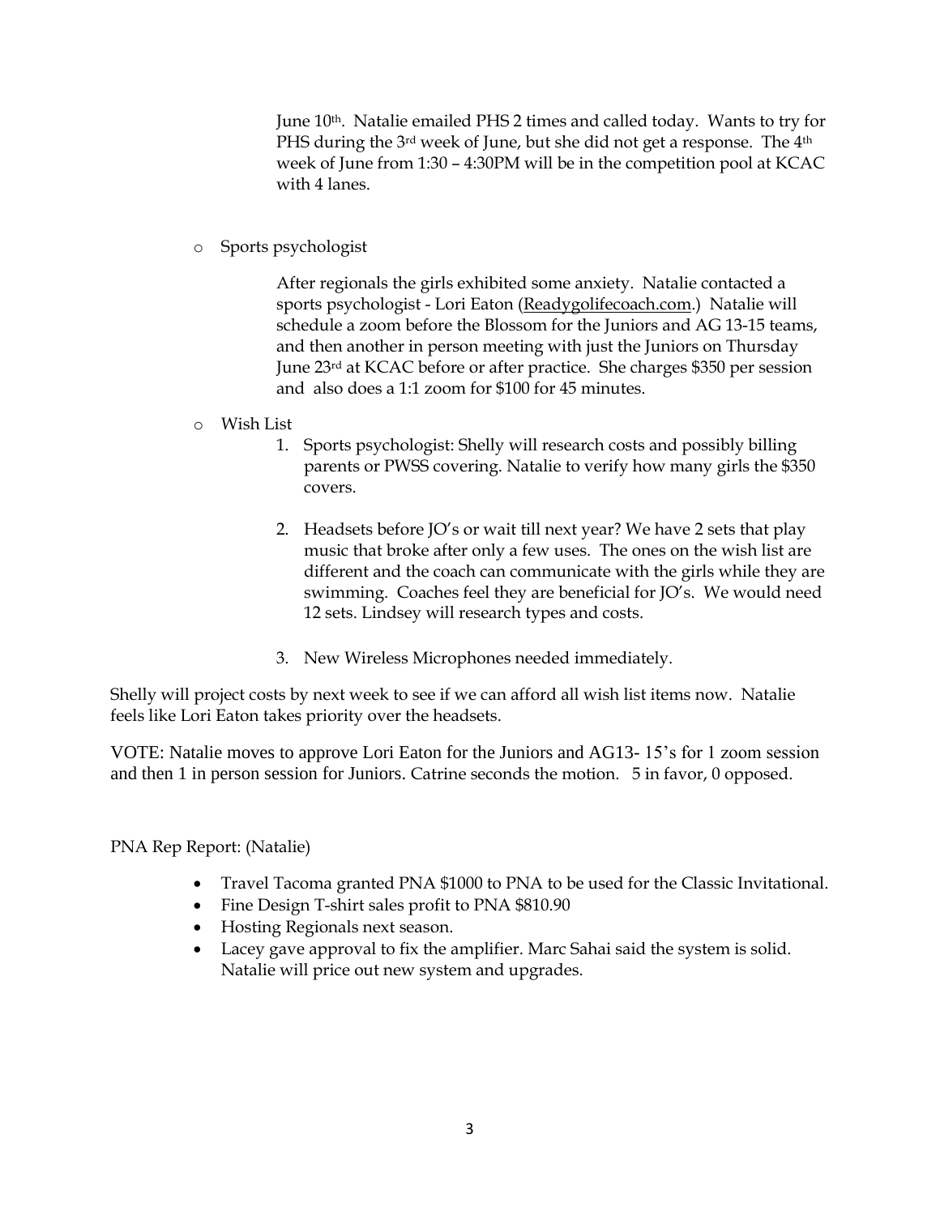June 10th. Natalie emailed PHS 2 times and called today. Wants to try for PHS during the 3rd week of June, but she did not get a response. The 4th week of June from 1:30 – 4:30PM will be in the competition pool at KCAC with 4 lanes.

- Sports psychologist

  After regionals the girls exhibited some anxiety. Natalie contacted a sports psychologist - Lori Eaton (Readygolifecoach.com.) Natalie will schedule a zoom before the Blossom for the Juniors and AG 13-15 teams, and then another in person meeting with just the Juniors on Thursday June 23rd at KCAC before or after practice. She charges $350 per session and also does a 1:1 zoom for $100 for 45 minutes.

- Wish List
  1. Sports psychologist: Shelly will research costs and possibly billing parents or PWSS covering. Natalie to verify how many girls the $350 covers.

  2. Headsets before JO's or wait till next year? We have 2 sets that play music that broke after only a few uses. The ones on the wish list are different and the coach can communicate with the girls while they are swimming. Coaches feel they are beneficial for JO's. We would need 12 sets. Lindsey will research types and costs.

  3. New Wireless Microphones needed immediately.

Shelly will project costs by next week to see if we can afford all wish list items now. Natalie feels like Lori Eaton takes priority over the headsets.

VOTE: Natalie moves to approve Lori Eaton for the Juniors and AG13- 15's for 1 zoom session and then 1 in person session for Juniors. Catrine seconds the motion. 5 in favor, 0 opposed.

PNA Rep Report: (Natalie)

- Travel Tacoma granted PNA $1000 to PNA to be used for the Classic Invitational.
- Fine Design T-shirt sales profit to PNA $810.90
- Hosting Regionals next season.
- Lacey gave approval to fix the amplifier. Marc Sahai said the system is solid. Natalie will price out new system and upgrades.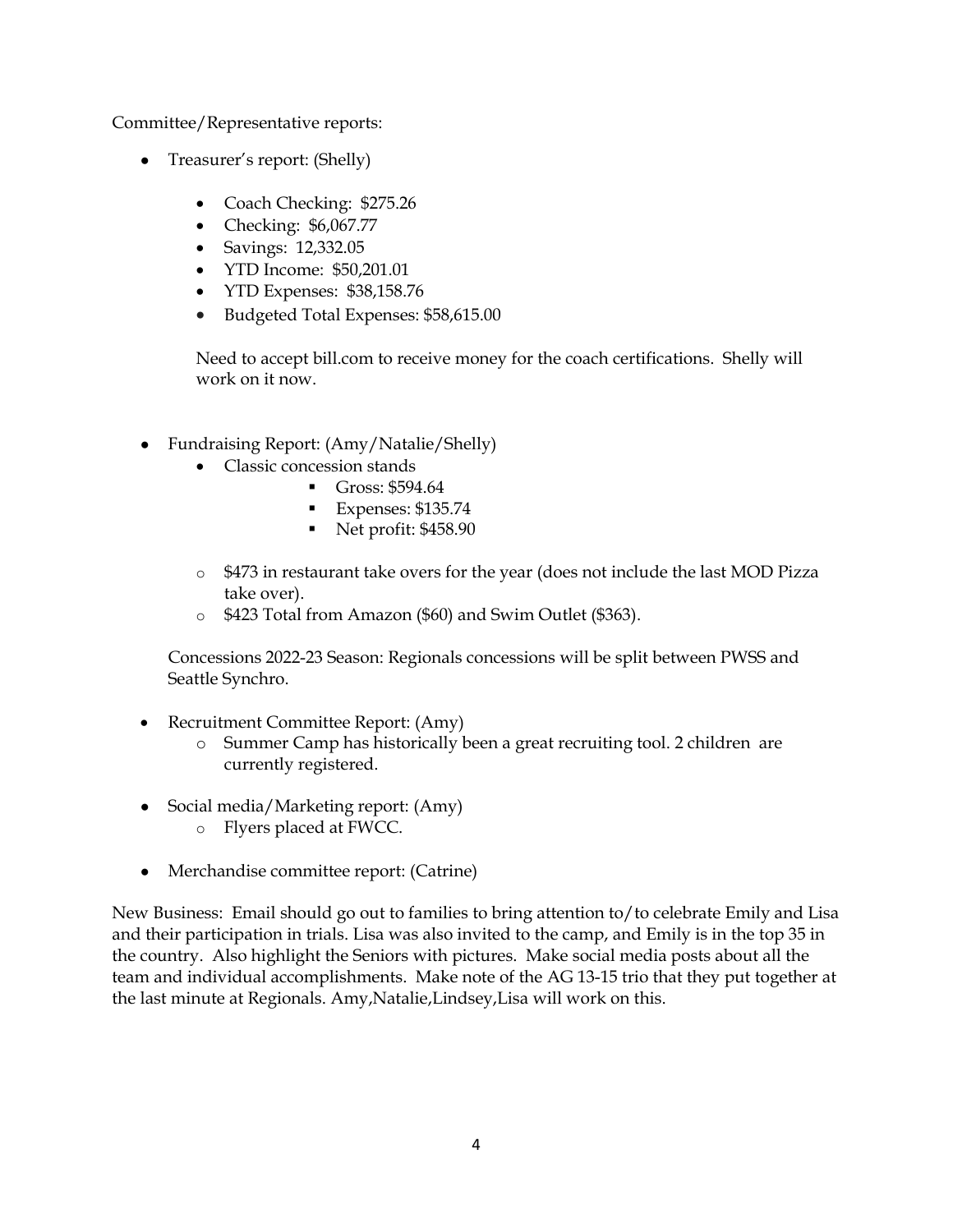Committee/Representative reports:

- Treasurer's report: (Shelly)
  - Coach Checking: $275.26
  - Checking: $6,067.77
  - Savings: 12,332.05
  - YTD Income: $50,201.01
  - YTD Expenses: $38,158.76
  - Budgeted Total Expenses: $58,615.00

  Need to accept bill.com to receive money for the coach certifications. Shelly will work on it now.

- Fundraising Report: (Amy/Natalie/Shelly)
  - Classic concession stands
    - Gross: $594.64
    - Expenses: $135.74
    - Net profit: $458.90

  - $473 in restaurant take overs for the year (does not include the last MOD Pizza take over).
  - $423 Total from Amazon ($60) and Swim Outlet ($363).

  Concessions 2022-23 Season: Regionals concessions will be split between PWSS and Seattle Synchro.

- Recruitment Committee Report: (Amy)
  - Summer Camp has historically been a great recruiting tool. 2 children are currently registered.

- Social media/Marketing report: (Amy)
  - Flyers placed at FWCC.

- Merchandise committee report: (Catrine)

New Business: Email should go out to families to bring attention to/to celebrate Emily and Lisa and their participation in trials. Lisa was also invited to the camp, and Emily is in the top 35 in the country. Also highlight the Seniors with pictures. Make social media posts about all the team and individual accomplishments. Make note of the AG 13-15 trio that they put together at the last minute at Regionals. Amy,Natalie,Lindsey,Lisa will work on this.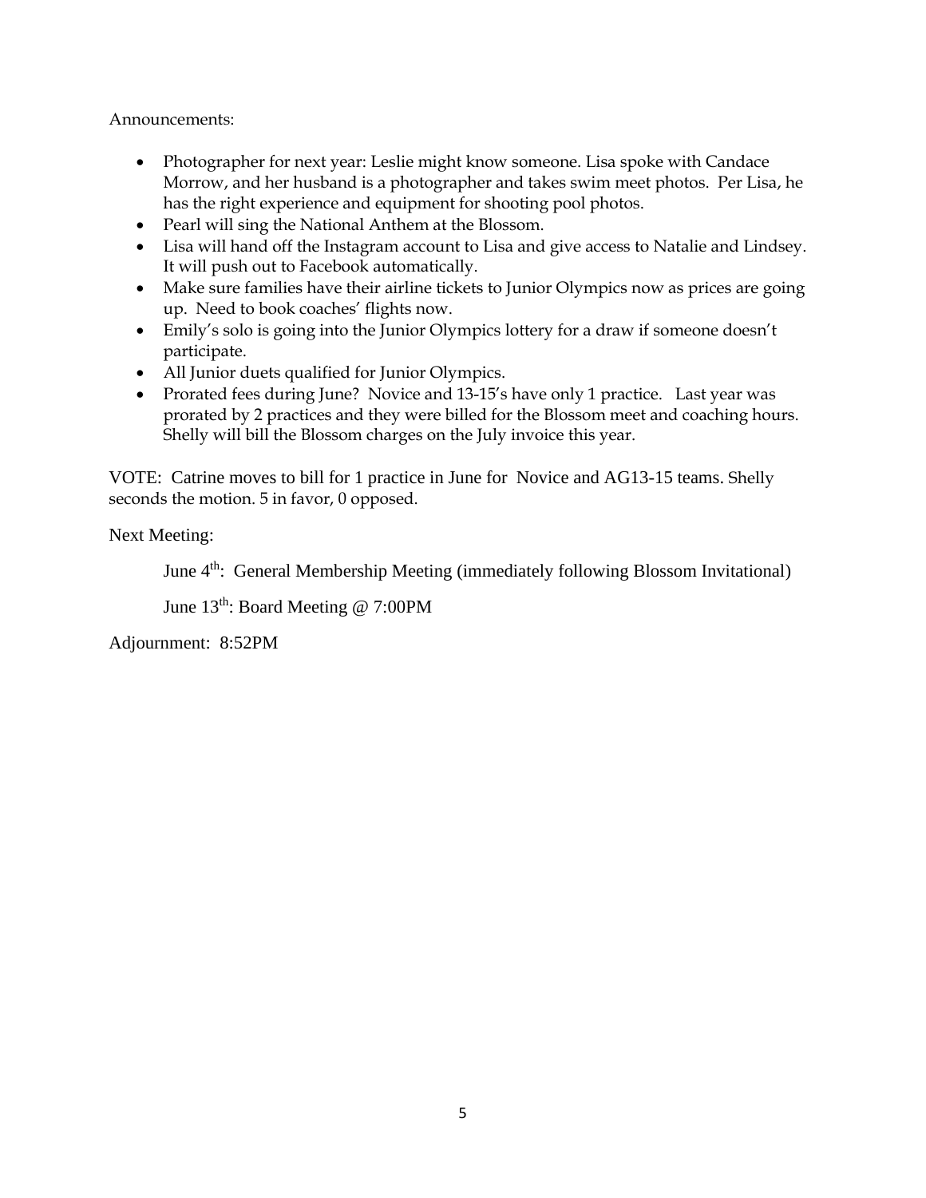Announcements:

- Photographer for next year: Leslie might know someone. Lisa spoke with Candace Morrow, and her husband is a photographer and takes swim meet photos. Per Lisa, he has the right experience and equipment for shooting pool photos.
- Pearl will sing the National Anthem at the Blossom.
- Lisa will hand off the Instagram account to Lisa and give access to Natalie and Lindsey. It will push out to Facebook automatically.
- Make sure families have their airline tickets to Junior Olympics now as prices are going up. Need to book coaches' flights now.
- Emily's solo is going into the Junior Olympics lottery for a draw if someone doesn't participate.
- All Junior duets qualified for Junior Olympics.
- Prorated fees during June? Novice and 13-15's have only 1 practice. Last year was prorated by 2 practices and they were billed for the Blossom meet and coaching hours. Shelly will bill the Blossom charges on the July invoice this year.

VOTE: Catrine moves to bill for 1 practice in June for Novice and AG13-15 teams. Shelly seconds the motion. 5 in favor, 0 opposed.

Next Meeting:

June 4th: General Membership Meeting (immediately following Blossom Invitational)

June 13th: Board Meeting @ 7:00PM

Adjournment: 8:52PM